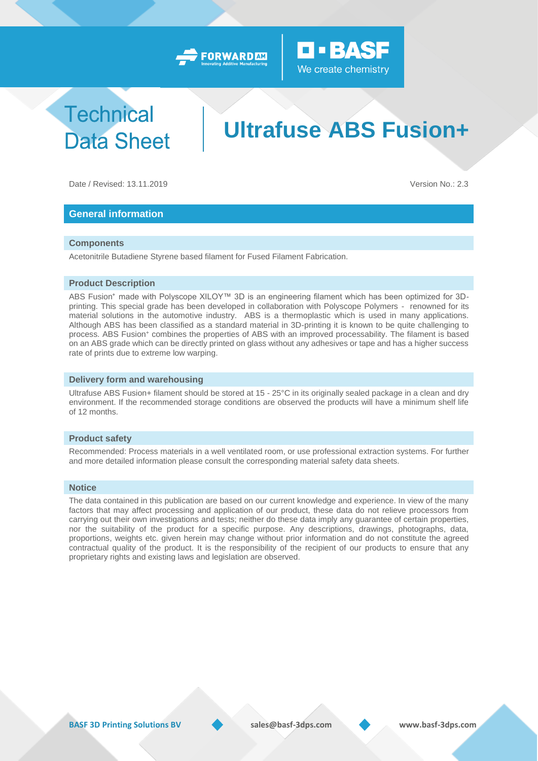# Technical Data Sheet

# Ultrafuse ABS Fusion+

Date / Revised: 13.11.2019

Version No.: 2.3

## General information

### Components

Acetonitrile Butadiene Styrene based filament for Fused Filament Fabrication.

### Product Description

ABS Fusion⁺ made with Polyscope XILOY™ 3D is an engineering filament which has been optimized for 3D-printing. This special grade has been developed in collaboration with Polyscope Polymers - renowned for its material solutions in the automotive industry. ABS is a thermoplastic which is used in many applications. Although ABS has been classified as a standard material in 3D-printing it is known to be quite challenging to process. ABS Fusion⁺ combines the properties of ABS with an improved processability. The filament is based on an ABS grade which can be directly printed on glass without any adhesives or tape and has a higher success rate of prints due to extreme low warping.

### Delivery form and warehousing

Ultrafuse ABS Fusion+ filament should be stored at 15 - 25°C in its originally sealed package in a clean and dry environment. If the recommended storage conditions are observed the products will have a minimum shelf life of 12 months.

### Product safety

Recommended: Process materials in a well ventilated room, or use professional extraction systems. For further and more detailed information please consult the corresponding material safety data sheets.

### Notice

The data contained in this publication are based on our current knowledge and experience. In view of the many factors that may affect processing and application of our product, these data do not relieve processors from carrying out their own investigations and tests; neither do these data imply any guarantee of certain properties, nor the suitability of the product for a specific purpose. Any descriptions, drawings, photographs, data, proportions, weights etc. given herein may change without prior information and do not constitute the agreed contractual quality of the product. It is the responsibility of the recipient of our products to ensure that any proprietary rights and existing laws and legislation are observed.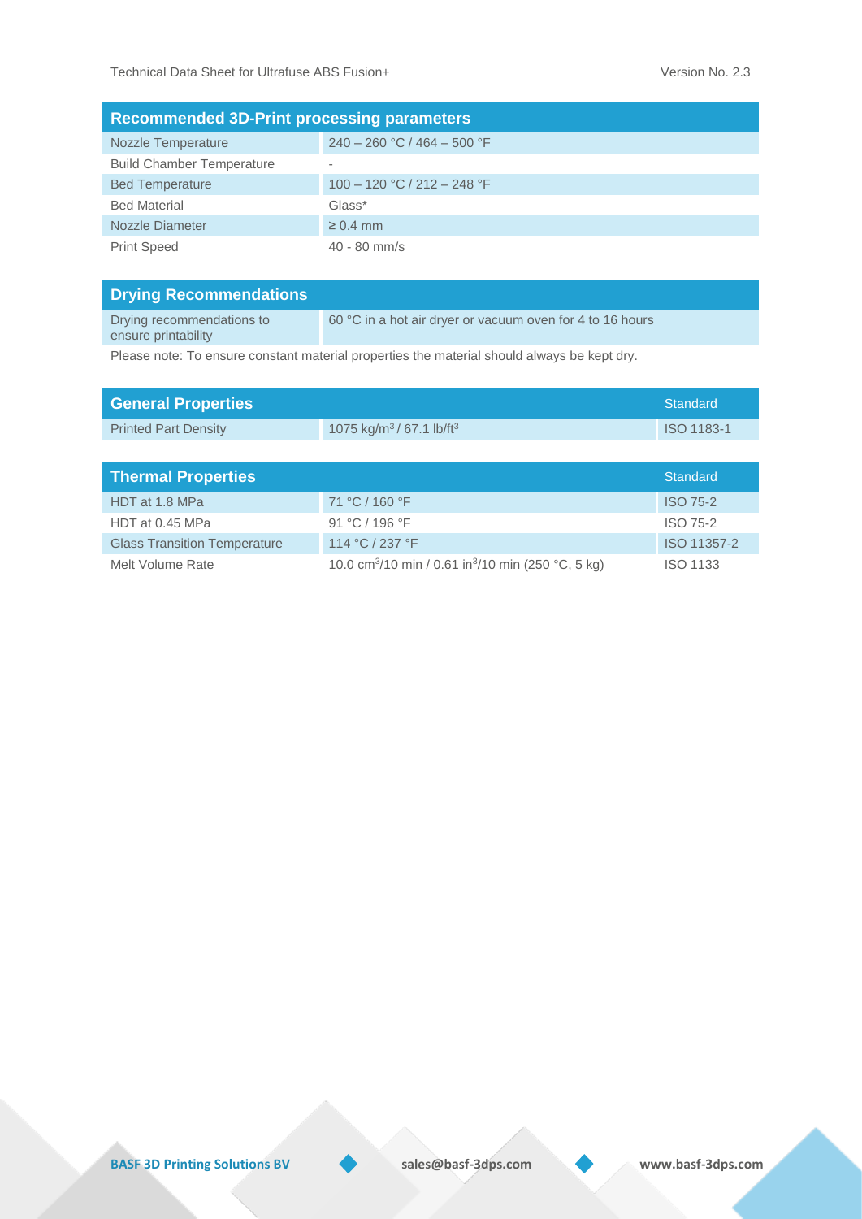| Recommended 3D-Print processing parameters | |
|---|---|
| Nozzle Temperature | 240 – 260 °C / 464 – 500 °F |
| Build Chamber Temperature | - |
| Bed Temperature | 100 – 120 °C / 212 – 248 °F |
| Bed Material | Glass* |
| Nozzle Diameter | ≥ 0.4 mm |
| Print Speed | 40 - 80 mm/s |

| Drying Recommendations | |
|---|---|
| Drying recommendations to ensure printability | 60 °C in a hot air dryer or vacuum oven for 4 to 16 hours |

Please note: To ensure constant material properties the material should always be kept dry.

| General Properties | | Standard |
|---|---|---|
| Printed Part Density | 1075 kg/m³ / 67.1 lb/ft³ | ISO 1183-1 |

| Thermal Properties | | Standard |
|---|---|---|
| HDT at 1.8 MPa | 71 °C / 160 °F | ISO 75-2 |
| HDT at 0.45 MPa | 91 °C / 196 °F | ISO 75-2 |
| Glass Transition Temperature | 114 °C / 237 °F | ISO 11357-2 |
| Melt Volume Rate | 10.0 cm³/10 min / 0.61 in³/10 min (250 °C, 5 kg) | ISO 1133 |

**BASF 3D Printing Solutions BV** | **sales@basf-3dps.com** | **www.basf-3dps.com**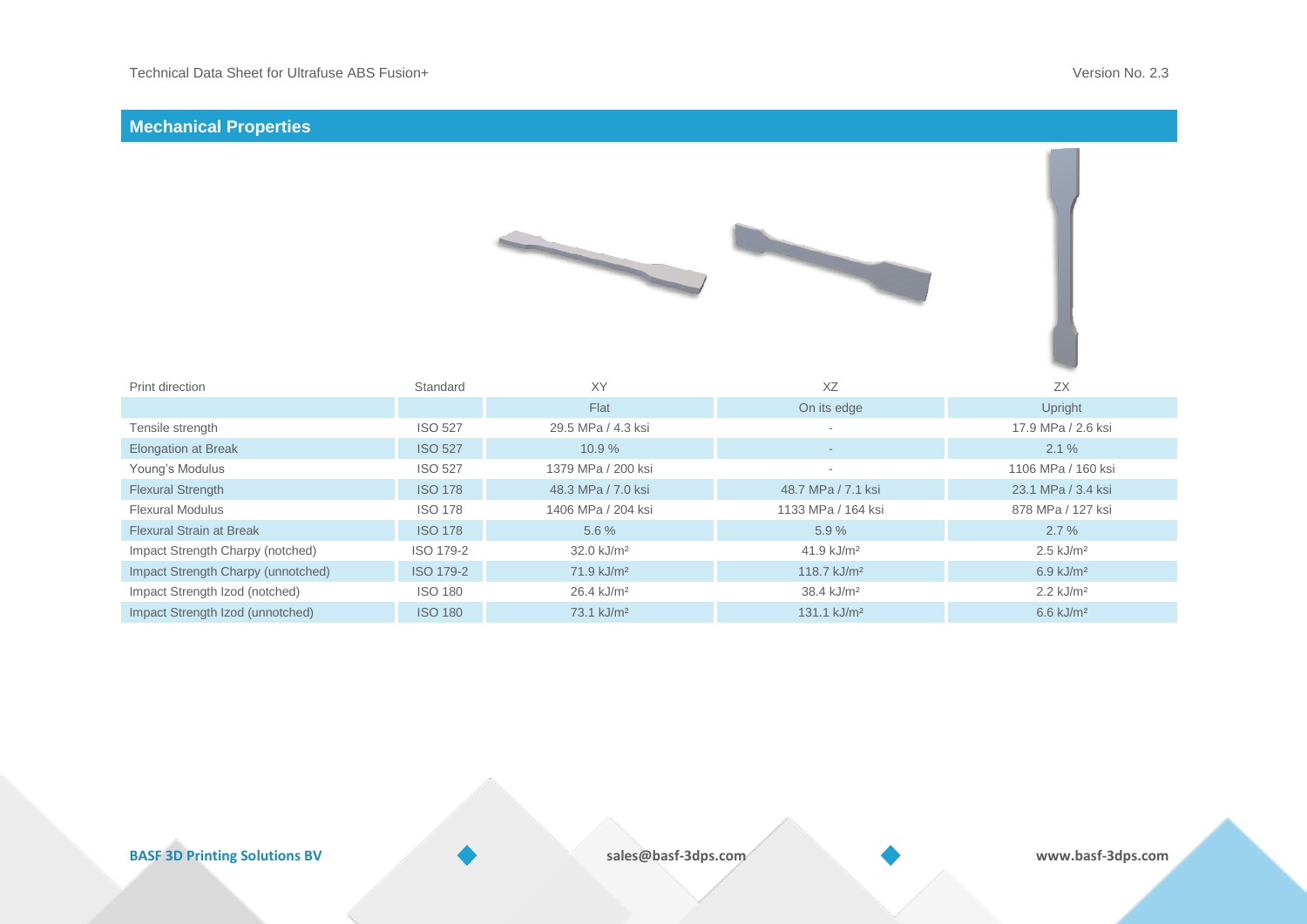## Mechanical Properties

| Print direction | Standard | XY | XZ | ZX |
|---|---|---|---|---|
| | | Flat | On its edge | Upright |
| Tensile strength | ISO 527 | 29.5 MPa / 4.3 ksi | - | 17.9 MPa / 2.6 ksi |
| Elongation at Break | ISO 527 | 10.9 % | - | 2.1 % |
| Young's Modulus | ISO 527 | 1379 MPa / 200 ksi | - | 1106 MPa / 160 ksi |
| Flexural Strength | ISO 178 | 48.3 MPa / 7.0 ksi | 48.7 MPa / 7.1 ksi | 23.1 MPa / 3.4 ksi |
| Flexural Modulus | ISO 178 | 1406 MPa / 204 ksi | 1133 MPa / 164 ksi | 878 MPa / 127 ksi |
| Flexural Strain at Break | ISO 178 | 5.6 % | 5.9 % | 2.7 % |
| Impact Strength Charpy (notched) | ISO 179-2 | 32.0 kJ/m² | 41.9 kJ/m² | 2.5 kJ/m² |
| Impact Strength Charpy (unnotched) | ISO 179-2 | 71.9 kJ/m² | 118.7 kJ/m² | 6.9 kJ/m² |
| Impact Strength Izod (notched) | ISO 180 | 26.4 kJ/m² | 38.4 kJ/m² | 2.2 kJ/m² |
| Impact Strength Izod (unnotched) | ISO 180 | 73.1 kJ/m² | 131.1 kJ/m² | 6.6 kJ/m² |

**BASF 3D Printing Solutions BV** | **sales@basf-3dps.com** | **www.basf-3dps.com**